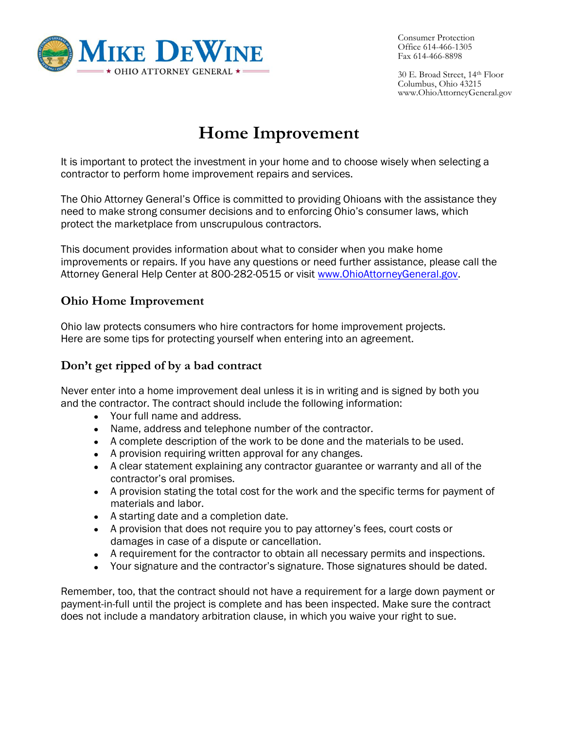MIKE DEWINE
★ OHIO ATTORNEY GENERAL ★

Consumer Protection
Office 614-466-1305
Fax 614-466-8898

30 E. Broad Street, 14th Floor
Columbus, Ohio 43215
www.OhioAttorneyGeneral.gov

# Home Improvement

It is important to protect the investment in your home and to choose wisely when selecting a contractor to perform home improvement repairs and services.

The Ohio Attorney General's Office is committed to providing Ohioans with the assistance they need to make strong consumer decisions and to enforcing Ohio's consumer laws, which protect the marketplace from unscrupulous contractors.

This document provides information about what to consider when you make home improvements or repairs. If you have any questions or need further assistance, please call the Attorney General Help Center at 800-282-0515 or visit www.OhioAttorneyGeneral.gov.

## Ohio Home Improvement

Ohio law protects consumers who hire contractors for home improvement projects. Here are some tips for protecting yourself when entering into an agreement.

## Don't get ripped of by a bad contract

Never enter into a home improvement deal unless it is in writing and is signed by both you and the contractor. The contract should include the following information:

- Your full name and address.
- Name, address and telephone number of the contractor.
- A complete description of the work to be done and the materials to be used.
- A provision requiring written approval for any changes.
- A clear statement explaining any contractor guarantee or warranty and all of the contractor's oral promises.
- A provision stating the total cost for the work and the specific terms for payment of materials and labor.
- A starting date and a completion date.
- A provision that does not require you to pay attorney's fees, court costs or damages in case of a dispute or cancellation.
- A requirement for the contractor to obtain all necessary permits and inspections.
- Your signature and the contractor's signature. Those signatures should be dated.

Remember, too, that the contract should not have a requirement for a large down payment or payment-in-full until the project is complete and has been inspected. Make sure the contract does not include a mandatory arbitration clause, in which you waive your right to sue.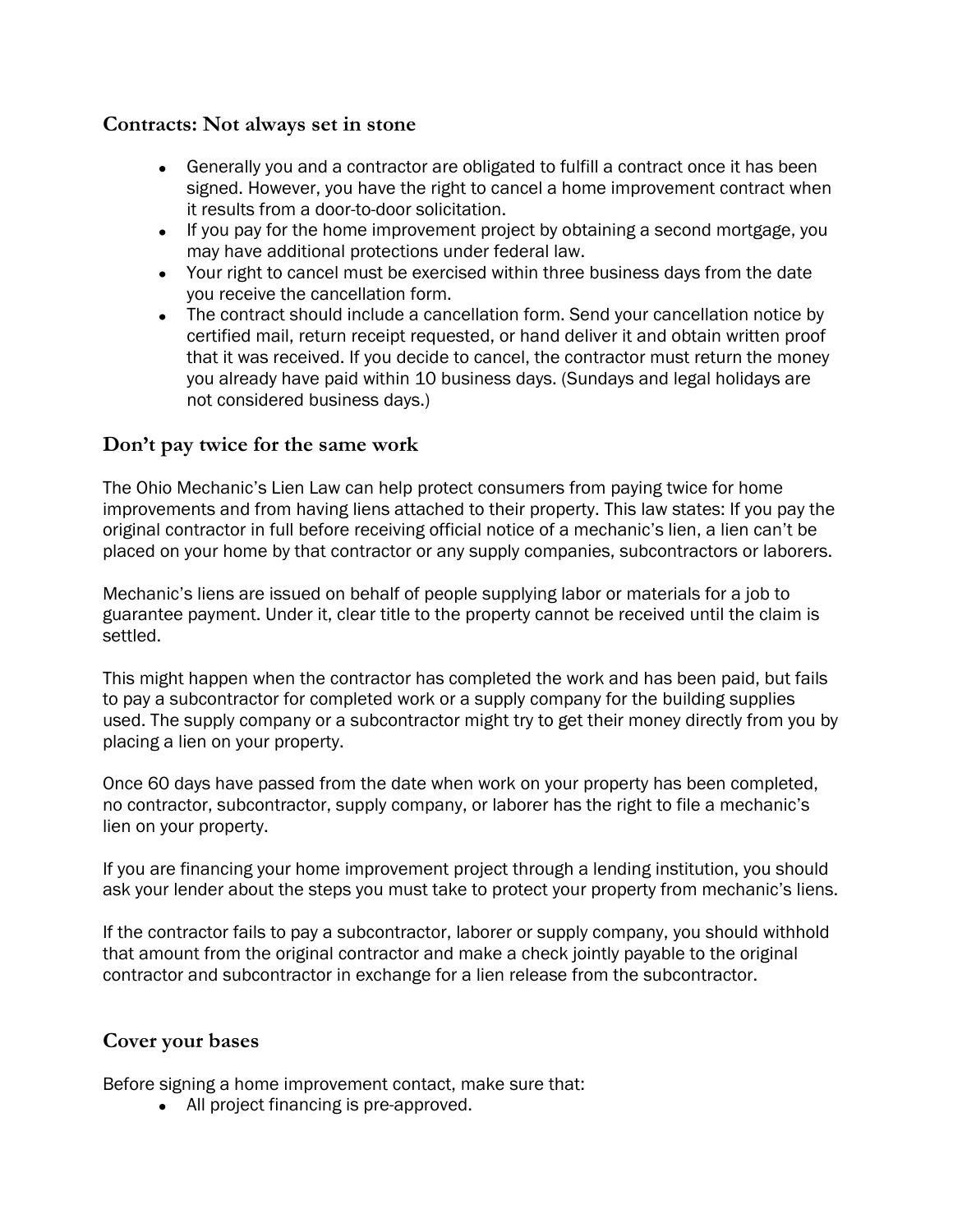## Contracts: Not always set in stone

- Generally you and a contractor are obligated to fulfill a contract once it has been signed. However, you have the right to cancel a home improvement contract when it results from a door-to-door solicitation.
- If you pay for the home improvement project by obtaining a second mortgage, you may have additional protections under federal law.
- Your right to cancel must be exercised within three business days from the date you receive the cancellation form.
- The contract should include a cancellation form. Send your cancellation notice by certified mail, return receipt requested, or hand deliver it and obtain written proof that it was received. If you decide to cancel, the contractor must return the money you already have paid within 10 business days. (Sundays and legal holidays are not considered business days.)

## Don't pay twice for the same work

The Ohio Mechanic's Lien Law can help protect consumers from paying twice for home improvements and from having liens attached to their property. This law states: If you pay the original contractor in full before receiving official notice of a mechanic's lien, a lien can't be placed on your home by that contractor or any supply companies, subcontractors or laborers.

Mechanic's liens are issued on behalf of people supplying labor or materials for a job to guarantee payment. Under it, clear title to the property cannot be received until the claim is settled.

This might happen when the contractor has completed the work and has been paid, but fails to pay a subcontractor for completed work or a supply company for the building supplies used. The supply company or a subcontractor might try to get their money directly from you by placing a lien on your property.

Once 60 days have passed from the date when work on your property has been completed, no contractor, subcontractor, supply company, or laborer has the right to file a mechanic's lien on your property.

If you are financing your home improvement project through a lending institution, you should ask your lender about the steps you must take to protect your property from mechanic's liens.

If the contractor fails to pay a subcontractor, laborer or supply company, you should withhold that amount from the original contractor and make a check jointly payable to the original contractor and subcontractor in exchange for a lien release from the subcontractor.

## Cover your bases

Before signing a home improvement contact, make sure that:

- All project financing is pre-approved.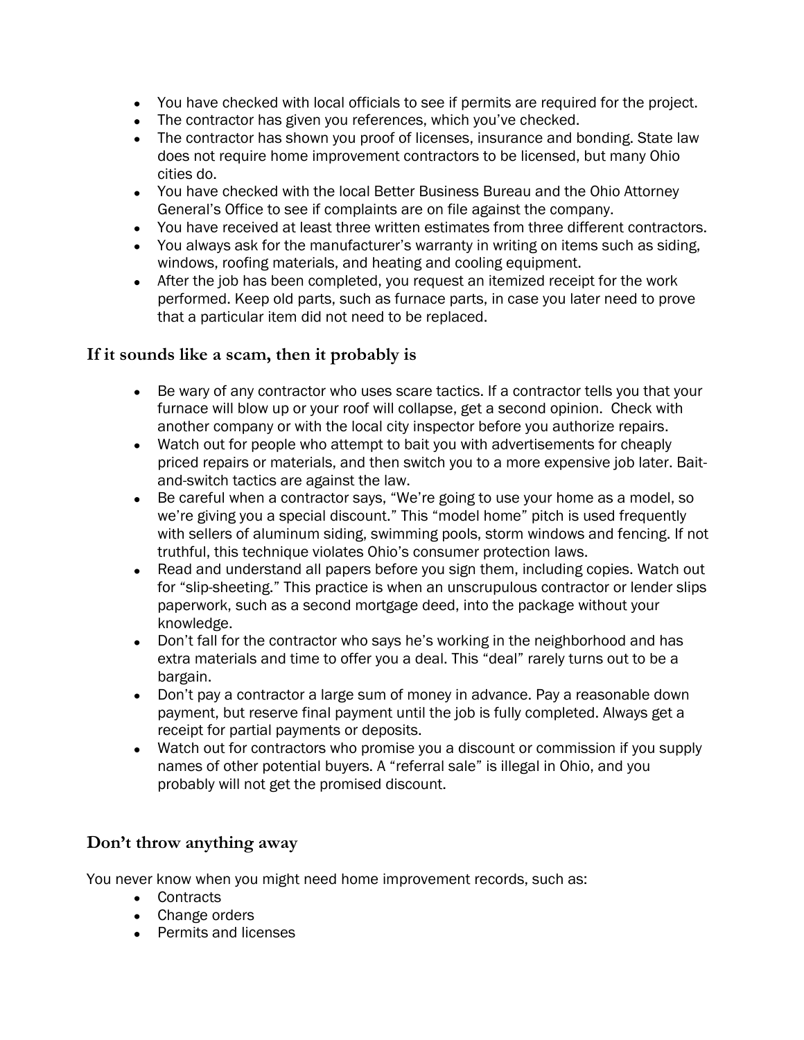- You have checked with local officials to see if permits are required for the project.
- The contractor has given you references, which you've checked.
- The contractor has shown you proof of licenses, insurance and bonding. State law does not require home improvement contractors to be licensed, but many Ohio cities do.
- You have checked with the local Better Business Bureau and the Ohio Attorney General's Office to see if complaints are on file against the company.
- You have received at least three written estimates from three different contractors.
- You always ask for the manufacturer's warranty in writing on items such as siding, windows, roofing materials, and heating and cooling equipment.
- After the job has been completed, you request an itemized receipt for the work performed. Keep old parts, such as furnace parts, in case you later need to prove that a particular item did not need to be replaced.

## If it sounds like a scam, then it probably is

- Be wary of any contractor who uses scare tactics. If a contractor tells you that your furnace will blow up or your roof will collapse, get a second opinion. Check with another company or with the local city inspector before you authorize repairs.
- Watch out for people who attempt to bait you with advertisements for cheaply priced repairs or materials, and then switch you to a more expensive job later. Bait-and-switch tactics are against the law.
- Be careful when a contractor says, "We're going to use your home as a model, so we're giving you a special discount." This "model home" pitch is used frequently with sellers of aluminum siding, swimming pools, storm windows and fencing. If not truthful, this technique violates Ohio's consumer protection laws.
- Read and understand all papers before you sign them, including copies. Watch out for "slip-sheeting." This practice is when an unscrupulous contractor or lender slips paperwork, such as a second mortgage deed, into the package without your knowledge.
- Don't fall for the contractor who says he's working in the neighborhood and has extra materials and time to offer you a deal. This "deal" rarely turns out to be a bargain.
- Don't pay a contractor a large sum of money in advance. Pay a reasonable down payment, but reserve final payment until the job is fully completed. Always get a receipt for partial payments or deposits.
- Watch out for contractors who promise you a discount or commission if you supply names of other potential buyers. A "referral sale" is illegal in Ohio, and you probably will not get the promised discount.

## Don't throw anything away

You never know when you might need home improvement records, such as:

- Contracts
- Change orders
- Permits and licenses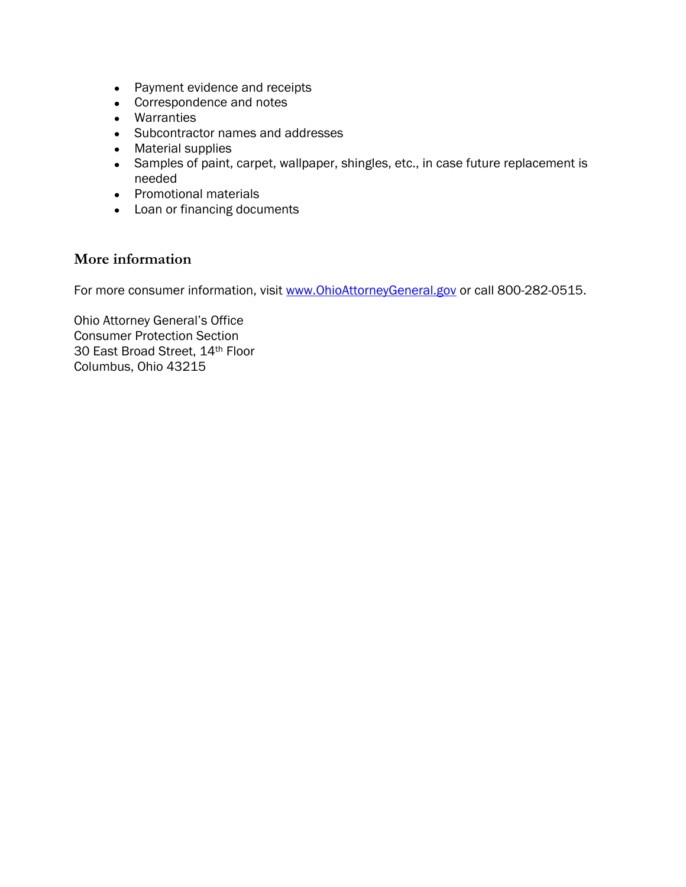- Payment evidence and receipts
- Correspondence and notes
- Warranties
- Subcontractor names and addresses
- Material supplies
- Samples of paint, carpet, wallpaper, shingles, etc., in case future replacement is needed
- Promotional materials
- Loan or financing documents

## More information

For more consumer information, visit [www.OhioAttorneyGeneral.gov](http://www.OhioAttorneyGeneral.gov) or call 800-282-0515.

Ohio Attorney General's Office
Consumer Protection Section
30 East Broad Street, 14th Floor
Columbus, Ohio 43215